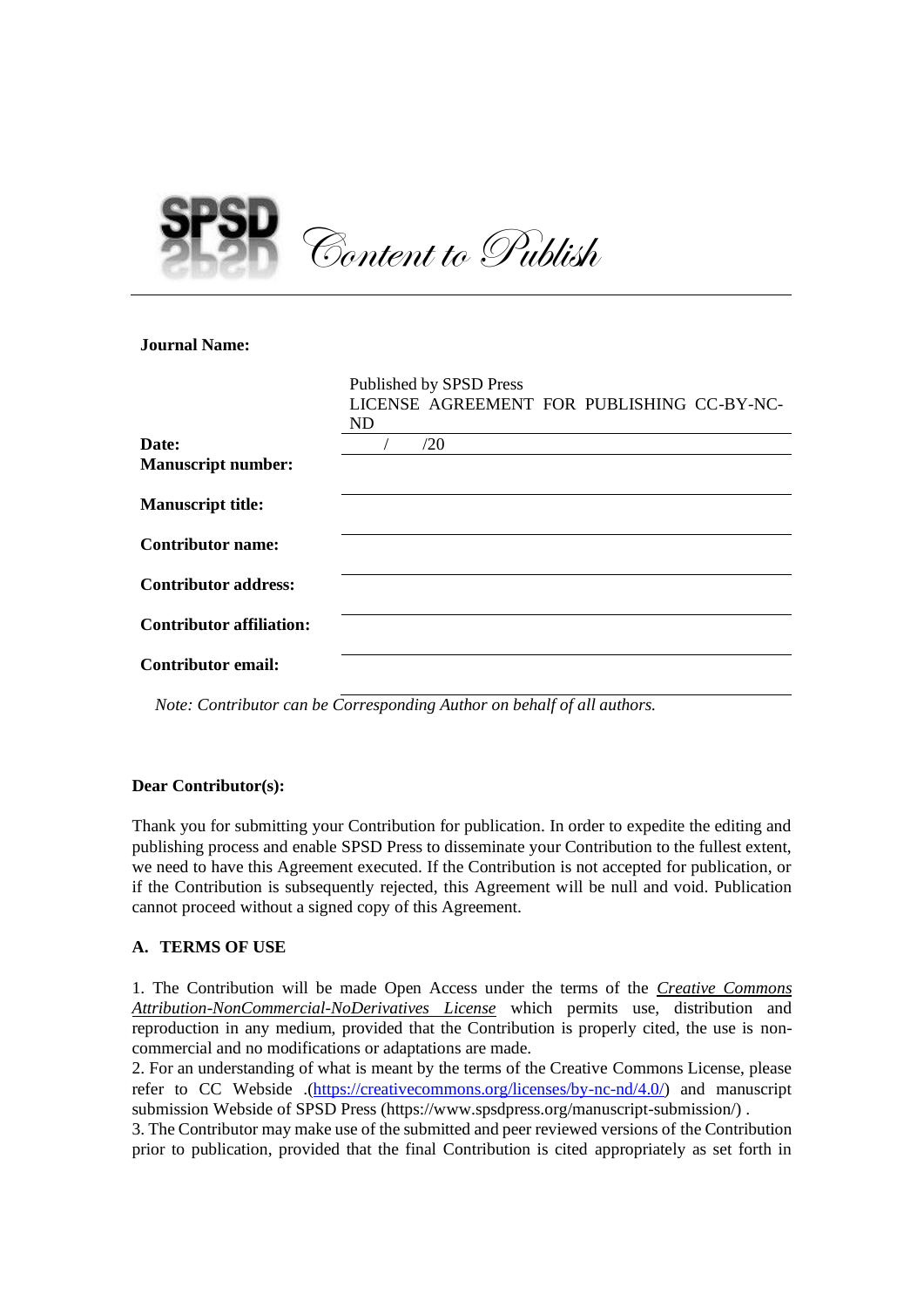# SPSD *Content to Publish*

---

**Journal Name:**

| | |
|---|---|
| | Published by SPSD Press<br>LICENSE AGREEMENT FOR PUBLISHING CC-BY-NC-ND |
| **Date:** | / /20 |
| **Manuscript number:** | |
| **Manuscript title:** | |
| **Contributor name:** | |
| **Contributor address:** | |
| **Contributor affiliation:** | |
| **Contributor email:** | |

*Note: Contributor can be Corresponding Author on behalf of all authors.*

**Dear Contributor(s):**

Thank you for submitting your Contribution for publication. In order to expedite the editing and publishing process and enable SPSD Press to disseminate your Contribution to the fullest extent, we need to have this Agreement executed. If the Contribution is not accepted for publication, or if the Contribution is subsequently rejected, this Agreement will be null and void. Publication cannot proceed without a signed copy of this Agreement.

**A. TERMS OF USE**

1. The Contribution will be made Open Access under the terms of the *Creative Commons Attribution-NonCommercial-NoDerivatives License* which permits use, distribution and reproduction in any medium, provided that the Contribution is properly cited, the use is non-commercial and no modifications or adaptations are made.
2. For an understanding of what is meant by the terms of the Creative Commons License, please refer to CC Webside .(https://creativecommons.org/licenses/by-nc-nd/4.0/) and manuscript submission Webside of SPSD Press (https://www.spsdpress.org/manuscript-submission/) .
3. The Contributor may make use of the submitted and peer reviewed versions of the Contribution prior to publication, provided that the final Contribution is cited appropriately as set forth in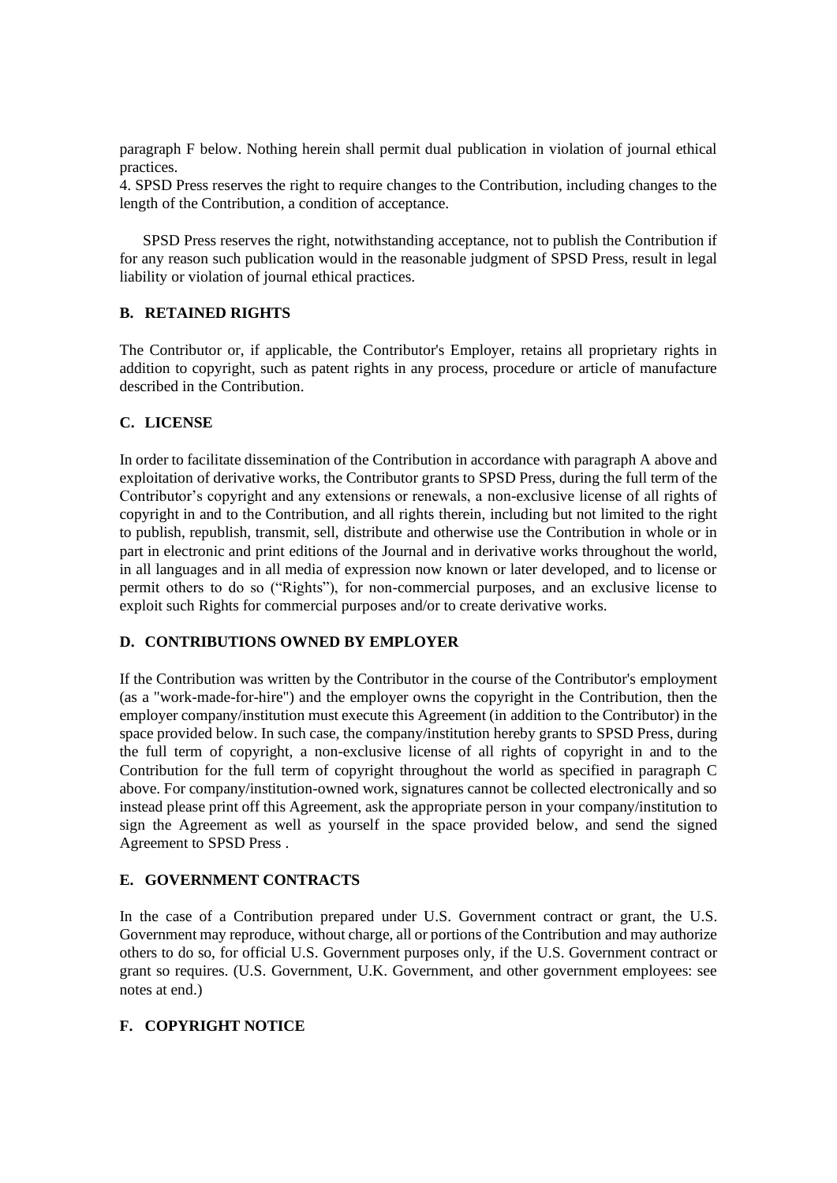paragraph F below. Nothing herein shall permit dual publication in violation of journal ethical practices.

4. SPSD Press reserves the right to require changes to the Contribution, including changes to the length of the Contribution, a condition of acceptance.

SPSD Press reserves the right, notwithstanding acceptance, not to publish the Contribution if for any reason such publication would in the reasonable judgment of SPSD Press, result in legal liability or violation of journal ethical practices.

## B. RETAINED RIGHTS

The Contributor or, if applicable, the Contributor's Employer, retains all proprietary rights in addition to copyright, such as patent rights in any process, procedure or article of manufacture described in the Contribution.

## C. LICENSE

In order to facilitate dissemination of the Contribution in accordance with paragraph A above and exploitation of derivative works, the Contributor grants to SPSD Press, during the full term of the Contributor's copyright and any extensions or renewals, a non-exclusive license of all rights of copyright in and to the Contribution, and all rights therein, including but not limited to the right to publish, republish, transmit, sell, distribute and otherwise use the Contribution in whole or in part in electronic and print editions of the Journal and in derivative works throughout the world, in all languages and in all media of expression now known or later developed, and to license or permit others to do so ("Rights"), for non-commercial purposes, and an exclusive license to exploit such Rights for commercial purposes and/or to create derivative works.

## D. CONTRIBUTIONS OWNED BY EMPLOYER

If the Contribution was written by the Contributor in the course of the Contributor's employment (as a "work-made-for-hire") and the employer owns the copyright in the Contribution, then the employer company/institution must execute this Agreement (in addition to the Contributor) in the space provided below. In such case, the company/institution hereby grants to SPSD Press, during the full term of copyright, a non-exclusive license of all rights of copyright in and to the Contribution for the full term of copyright throughout the world as specified in paragraph C above. For company/institution-owned work, signatures cannot be collected electronically and so instead please print off this Agreement, ask the appropriate person in your company/institution to sign the Agreement as well as yourself in the space provided below, and send the signed Agreement to SPSD Press .

## E. GOVERNMENT CONTRACTS

In the case of a Contribution prepared under U.S. Government contract or grant, the U.S. Government may reproduce, without charge, all or portions of the Contribution and may authorize others to do so, for official U.S. Government purposes only, if the U.S. Government contract or grant so requires. (U.S. Government, U.K. Government, and other government employees: see notes at end.)

## F. COPYRIGHT NOTICE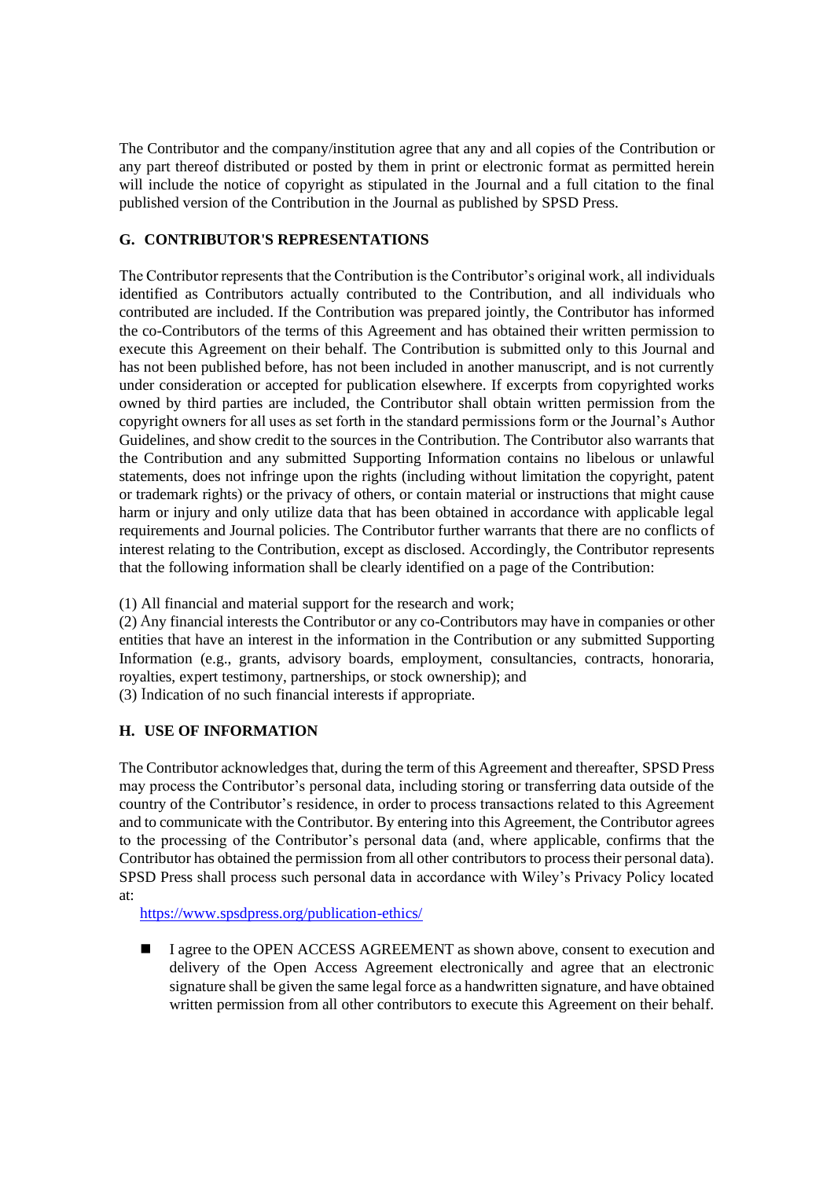The Contributor and the company/institution agree that any and all copies of the Contribution or any part thereof distributed or posted by them in print or electronic format as permitted herein will include the notice of copyright as stipulated in the Journal and a full citation to the final published version of the Contribution in the Journal as published by SPSD Press.

## G. CONTRIBUTOR'S REPRESENTATIONS

The Contributor represents that the Contribution is the Contributor's original work, all individuals identified as Contributors actually contributed to the Contribution, and all individuals who contributed are included. If the Contribution was prepared jointly, the Contributor has informed the co-Contributors of the terms of this Agreement and has obtained their written permission to execute this Agreement on their behalf. The Contribution is submitted only to this Journal and has not been published before, has not been included in another manuscript, and is not currently under consideration or accepted for publication elsewhere. If excerpts from copyrighted works owned by third parties are included, the Contributor shall obtain written permission from the copyright owners for all uses as set forth in the standard permissions form or the Journal's Author Guidelines, and show credit to the sources in the Contribution. The Contributor also warrants that the Contribution and any submitted Supporting Information contains no libelous or unlawful statements, does not infringe upon the rights (including without limitation the copyright, patent or trademark rights) or the privacy of others, or contain material or instructions that might cause harm or injury and only utilize data that has been obtained in accordance with applicable legal requirements and Journal policies. The Contributor further warrants that there are no conflicts of interest relating to the Contribution, except as disclosed. Accordingly, the Contributor represents that the following information shall be clearly identified on a page of the Contribution:

(1) All financial and material support for the research and work;
(2) Any financial interests the Contributor or any co-Contributors may have in companies or other entities that have an interest in the information in the Contribution or any submitted Supporting Information (e.g., grants, advisory boards, employment, consultancies, contracts, honoraria, royalties, expert testimony, partnerships, or stock ownership); and
(3) Indication of no such financial interests if appropriate.

## H. USE OF INFORMATION

The Contributor acknowledges that, during the term of this Agreement and thereafter, SPSD Press may process the Contributor's personal data, including storing or transferring data outside of the country of the Contributor's residence, in order to process transactions related to this Agreement and to communicate with the Contributor. By entering into this Agreement, the Contributor agrees to the processing of the Contributor's personal data (and, where applicable, confirms that the Contributor has obtained the permission from all other contributors to process their personal data). SPSD Press shall process such personal data in accordance with Wiley's Privacy Policy located at:

https://www.spsdpress.org/publication-ethics/

- ■ I agree to the OPEN ACCESS AGREEMENT as shown above, consent to execution and delivery of the Open Access Agreement electronically and agree that an electronic signature shall be given the same legal force as a handwritten signature, and have obtained written permission from all other contributors to execute this Agreement on their behalf.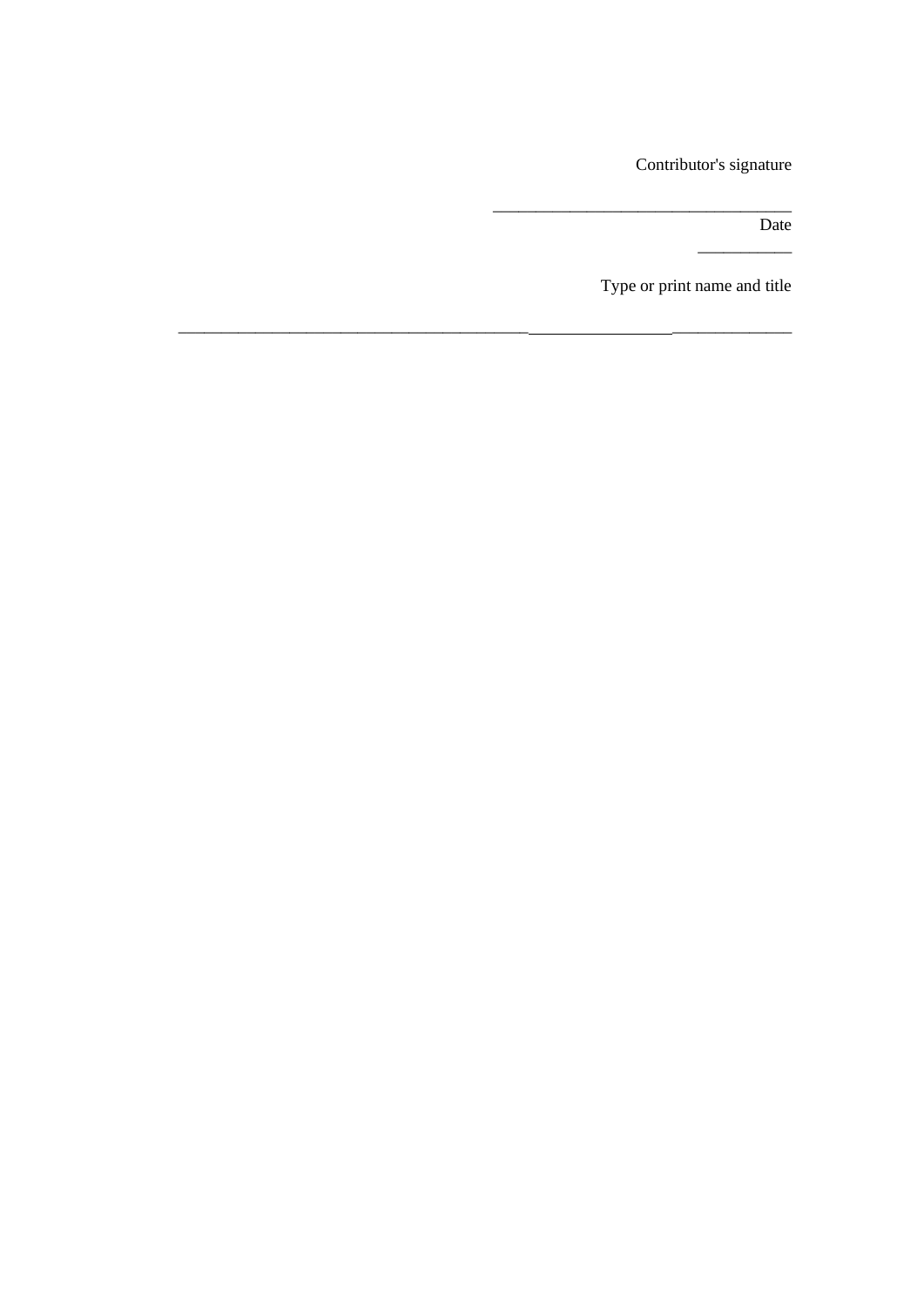Contributor's signature

\_\_\_\_\_\_\_\_\_\_\_\_\_\_\_\_\_\_\_\_\_\_\_\_\_\_\_\_\_\_\_\_\_\_\_

Date

\_\_\_\_\_\_\_\_\_\_\_

Type or print name and title

\_\_\_\_\_\_\_\_\_\_\_\_\_\_\_\_\_\_\_\_\_\_\_\_\_\_\_\_\_\_\_\_\_\_\_\_\_\_\_\_\_\_\_\_\_\_\_\_\_\_\_\_\_\_\_\_\_\_\_\_\_\_\_\_\_\_\_\_\_\_\_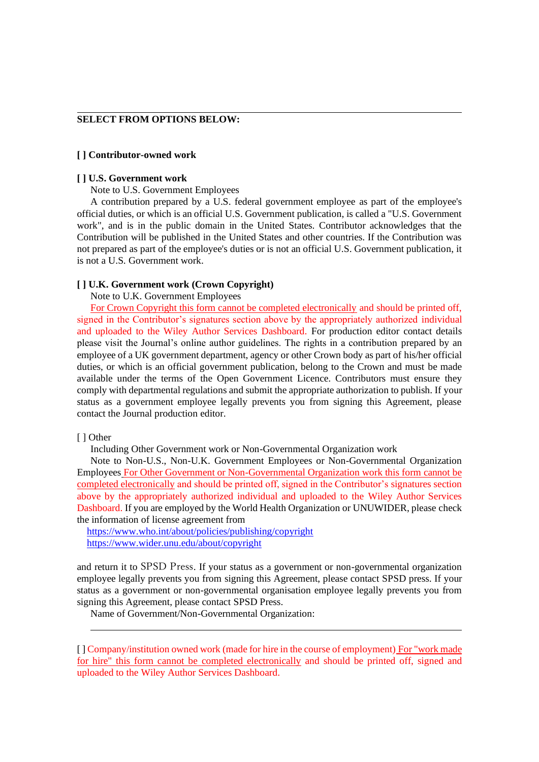---

**SELECT FROM OPTIONS BELOW:**

**[ ] Contributor-owned work**

**[ ] U.S. Government work**

Note to U.S. Government Employees

A contribution prepared by a U.S. federal government employee as part of the employee's official duties, or which is an official U.S. Government publication, is called a "U.S. Government work", and is in the public domain in the United States. Contributor acknowledges that the Contribution will be published in the United States and other countries. If the Contribution was not prepared as part of the employee's duties or is not an official U.S. Government publication, it is not a U.S. Government work.

**[ ] U.K. Government work (Crown Copyright)**

Note to U.K. Government Employees

For Crown Copyright this form cannot be completed electronically and should be printed off, signed in the Contributor's signatures section above by the appropriately authorized individual and uploaded to the Wiley Author Services Dashboard. For production editor contact details please visit the Journal's online author guidelines. The rights in a contribution prepared by an employee of a UK government department, agency or other Crown body as part of his/her official duties, or which is an official government publication, belong to the Crown and must be made available under the terms of the Open Government Licence. Contributors must ensure they comply with departmental regulations and submit the appropriate authorization to publish. If your status as a government employee legally prevents you from signing this Agreement, please contact the Journal production editor.

[ ] Other

Including Other Government work or Non-Governmental Organization work

Note to Non-U.S., Non-U.K. Government Employees or Non-Governmental Organization Employees For Other Government or Non-Governmental Organization work this form cannot be completed electronically and should be printed off, signed in the Contributor's signatures section above by the appropriately authorized individual and uploaded to the Wiley Author Services Dashboard. If you are employed by the World Health Organization or UNUWIDER, please check the information of license agreement from

https://www.who.int/about/policies/publishing/copyright
https://www.wider.unu.edu/about/copyright

and return it to SPSD Press. If your status as a government or non-governmental organization employee legally prevents you from signing this Agreement, please contact SPSD press. If your status as a government or non-governmental organisation employee legally prevents you from signing this Agreement, please contact SPSD Press.

Name of Government/Non-Governmental Organization:

---

[ ] Company/institution owned work (made for hire in the course of employment) For "work made for hire" this form cannot be completed electronically and should be printed off, signed and uploaded to the Wiley Author Services Dashboard.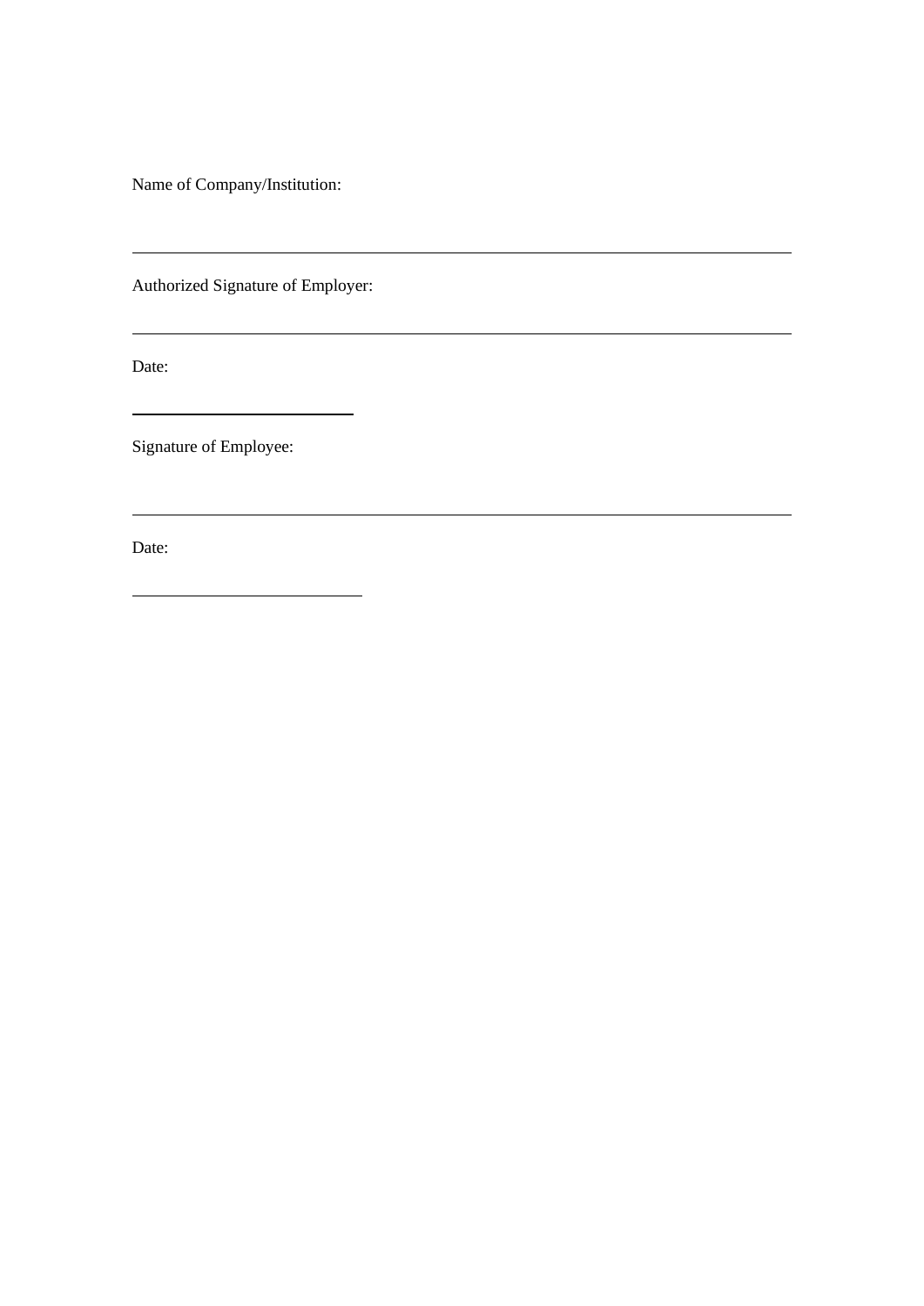Name of Company/Institution:

______________________________________________________________________

Authorized Signature of Employer:

______________________________________________________________________

Date:

________________________

Signature of Employee:

______________________________________________________________________

Date:

________________________